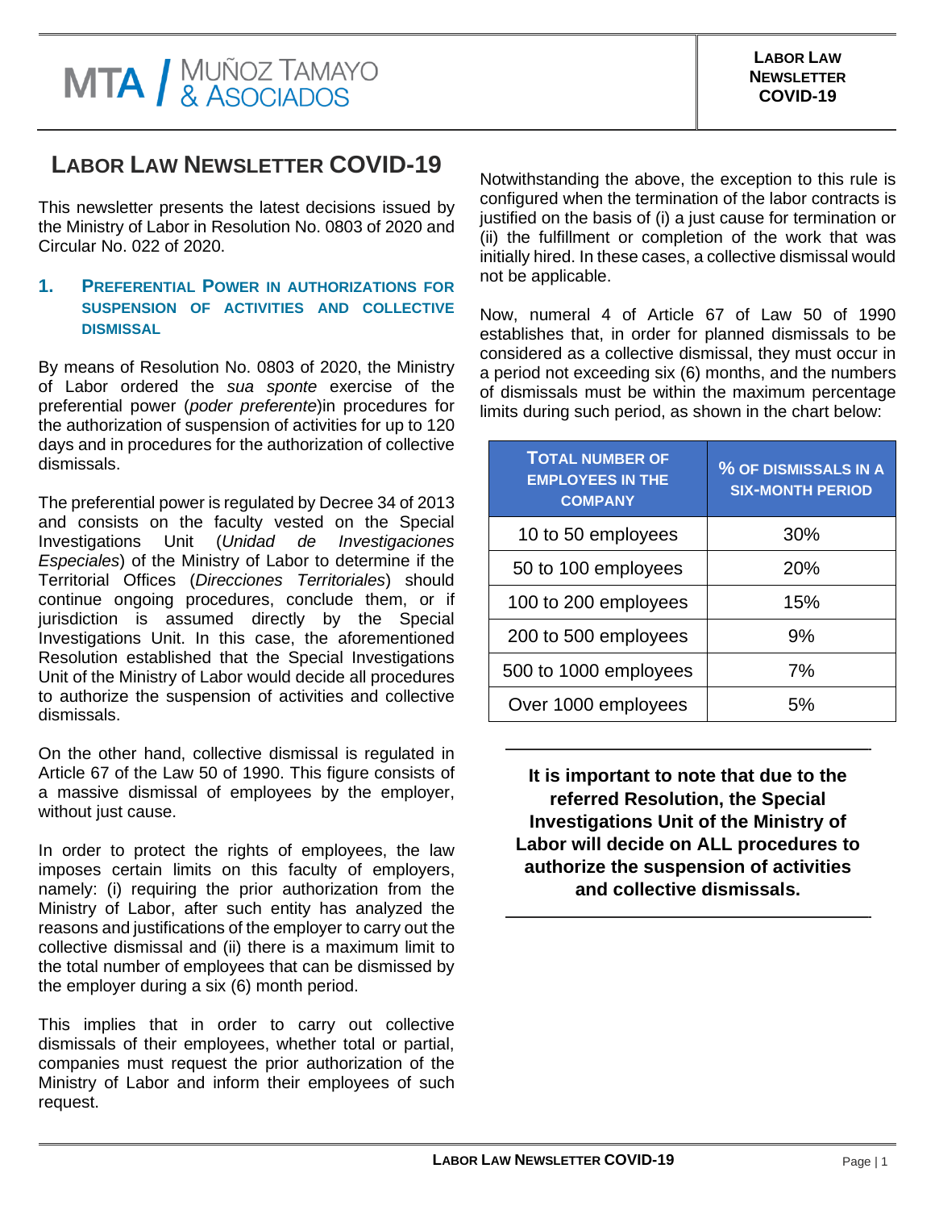# LABOR LAW NEWSLETTER COVID-19

This newsletter presents the latest decisions issued by the Ministry of Labor in Resolution No. 0803 of 2020 and Circular No. 022 of 2020.

## 1. PREFERENTIAL POWER IN AUTHORIZATIONS FOR SUSPENSION OF ACTIVITIES AND COLLECTIVE DISMISSAL

By means of Resolution No. 0803 of 2020, the Ministry of Labor ordered the *sua sponte* exercise of the preferential power (*poder preferente*)in procedures for the authorization of suspension of activities for up to 120 days and in procedures for the authorization of collective dismissals.

The preferential power is regulated by Decree 34 of 2013 and consists on the faculty vested on the Special Investigations Unit (*Unidad de Investigaciones Especiales*) of the Ministry of Labor to determine if the Territorial Offices (*Direcciones Territoriales*) should continue ongoing procedures, conclude them, or if jurisdiction is assumed directly by the Special Investigations Unit. In this case, the aforementioned Resolution established that the Special Investigations Unit of the Ministry of Labor would decide all procedures to authorize the suspension of activities and collective dismissals.

On the other hand, collective dismissal is regulated in Article 67 of the Law 50 of 1990. This figure consists of a massive dismissal of employees by the employer, without just cause.

In order to protect the rights of employees, the law imposes certain limits on this faculty of employers, namely: (i) requiring the prior authorization from the Ministry of Labor, after such entity has analyzed the reasons and justifications of the employer to carry out the collective dismissal and (ii) there is a maximum limit to the total number of employees that can be dismissed by the employer during a six (6) month period.

This implies that in order to carry out collective dismissals of their employees, whether total or partial, companies must request the prior authorization of the Ministry of Labor and inform their employees of such request.

Notwithstanding the above, the exception to this rule is configured when the termination of the labor contracts is justified on the basis of (i) a just cause for termination or (ii) the fulfillment or completion of the work that was initially hired. In these cases, a collective dismissal would not be applicable.

Now, numeral 4 of Article 67 of Law 50 of 1990 establishes that, in order for planned dismissals to be considered as a collective dismissal, they must occur in a period not exceeding six (6) months, and the numbers of dismissals must be within the maximum percentage limits during such period, as shown in the chart below:

| TOTAL NUMBER OF EMPLOYEES IN THE COMPANY | % OF DISMISSALS IN A SIX-MONTH PERIOD |
|---|---|
| 10 to 50 employees | 30% |
| 50 to 100 employees | 20% |
| 100 to 200 employees | 15% |
| 200 to 500 employees | 9% |
| 500 to 1000 employees | 7% |
| Over 1000 employees | 5% |

**It is important to note that due to the referred Resolution, the Special Investigations Unit of the Ministry of Labor will decide on ALL procedures to authorize the suspension of activities and collective dismissals.**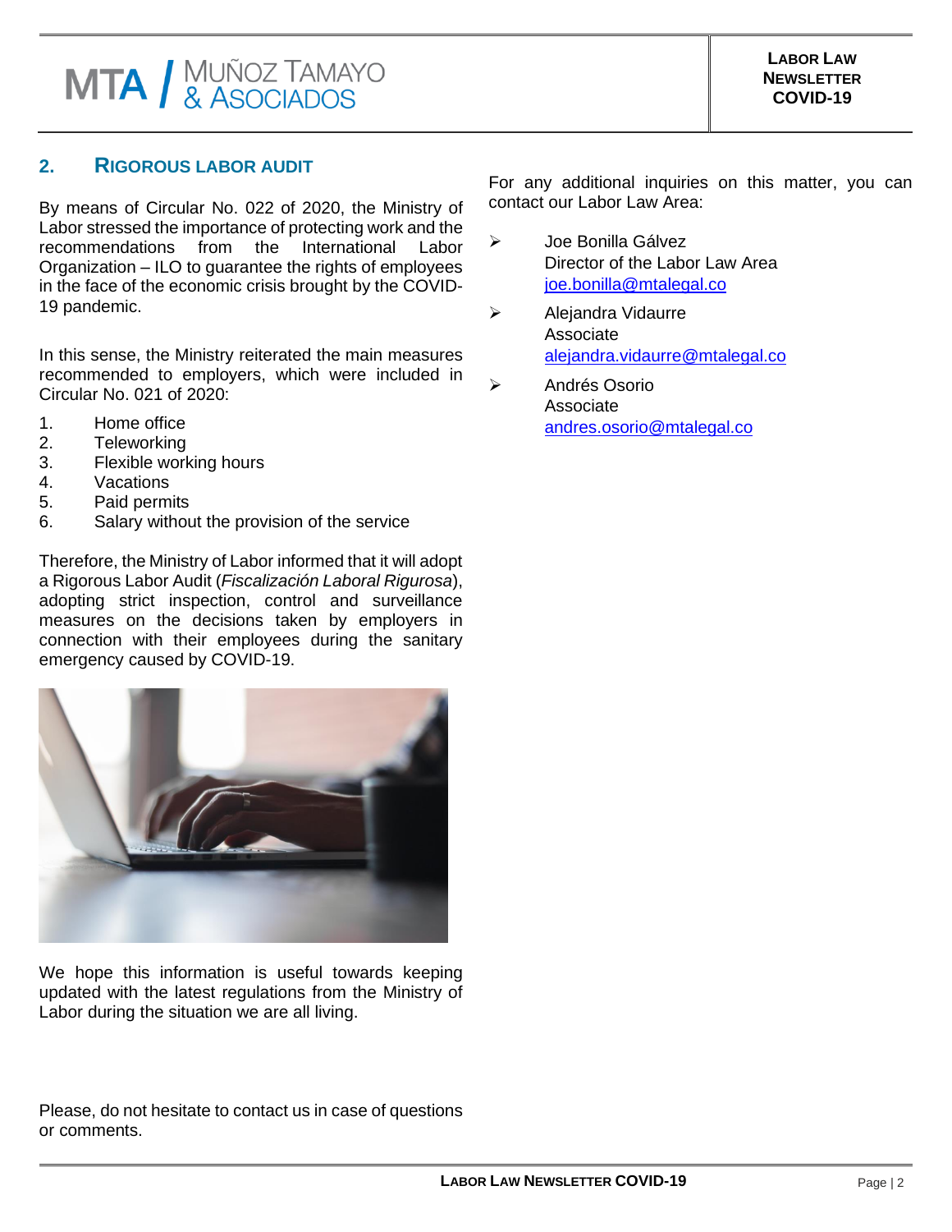## 2. Rigorous Labor Audit

By means of Circular No. 022 of 2020, the Ministry of Labor stressed the importance of protecting work and the recommendations from the International Labor Organization – ILO to guarantee the rights of employees in the face of the economic crisis brought by the COVID-19 pandemic.

In this sense, the Ministry reiterated the main measures recommended to employers, which were included in Circular No. 021 of 2020:

1. Home office
2. Teleworking
3. Flexible working hours
4. Vacations
5. Paid permits
6. Salary without the provision of the service

Therefore, the Ministry of Labor informed that it will adopt a Rigorous Labor Audit (*Fiscalización Laboral Rigurosa*), adopting strict inspection, control and surveillance measures on the decisions taken by employers in connection with their employees during the sanitary emergency caused by COVID-19.

We hope this information is useful towards keeping updated with the latest regulations from the Ministry of Labor during the situation we are all living.

Please, do not hesitate to contact us in case of questions or comments.

For any additional inquiries on this matter, you can contact our Labor Law Area:

- Joe Bonilla Gálvez
  Director of the Labor Law Area
  joe.bonilla@mtalegal.co
- Alejandra Vidaurre
  Associate
  alejandra.vidaurre@mtalegal.co
- Andrés Osorio
  Associate
  andres.osorio@mtalegal.co